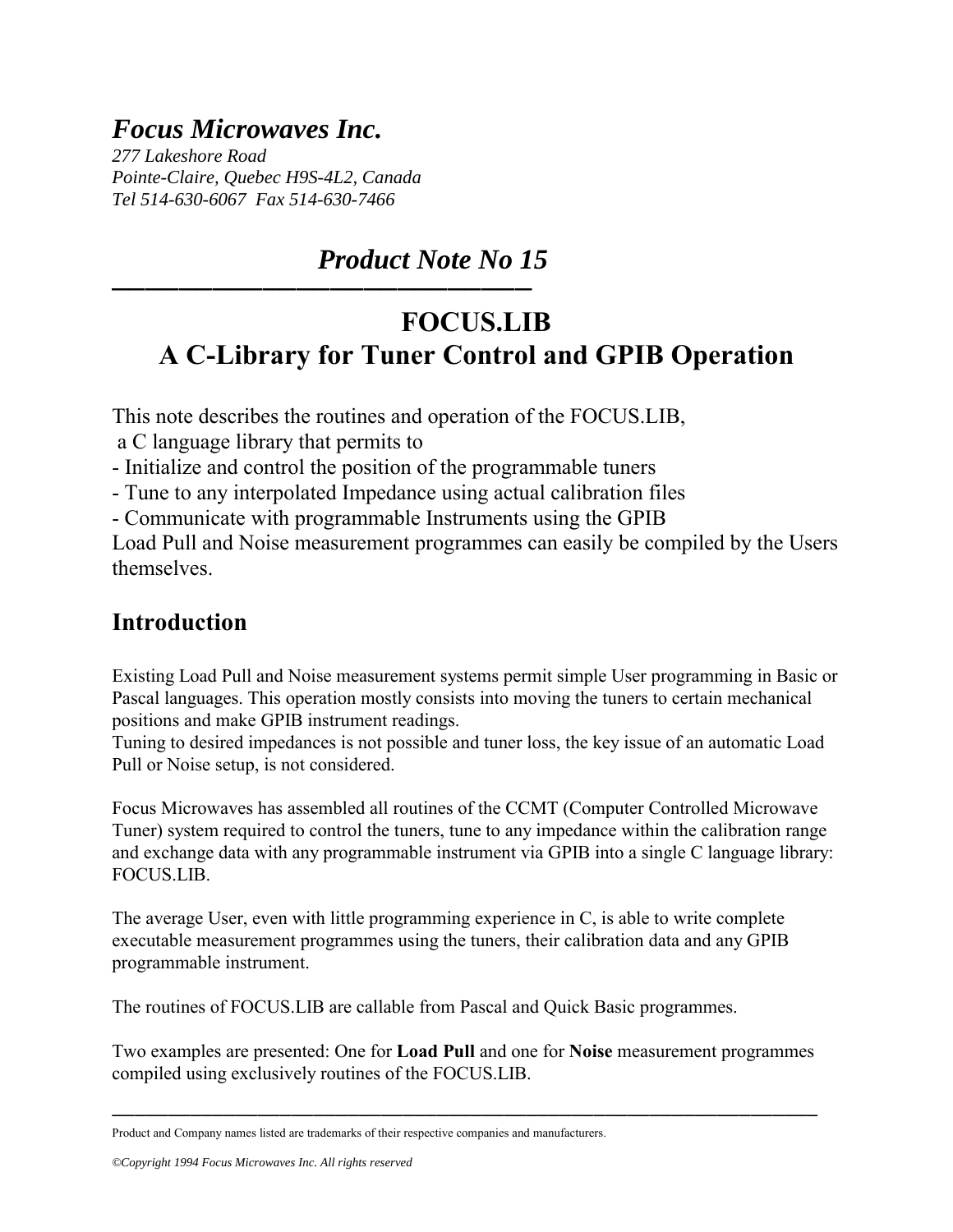# *Focus Microwaves Inc.*

*277 Lakeshore Road*
*Pointe-Claire, Quebec H9S-4L2, Canada*
*Tel 514-630-6067  Fax 514-630-7466*

## *Product Note No 15*

---

# FOCUS.LIB
# A C-Library for Tuner Control and GPIB Operation

This note describes the routines and operation of the FOCUS.LIB,
a C language library that permits to
- Initialize and control the position of the programmable tuners
- Tune to any interpolated Impedance using actual calibration files
- Communicate with programmable Instruments using the GPIB

Load Pull and Noise measurement programmes can easily be compiled by the Users themselves.

## Introduction

Existing Load Pull and Noise measurement systems permit simple User programming in Basic or Pascal languages. This operation mostly consists into moving the tuners to certain mechanical positions and make GPIB instrument readings.
Tuning to desired impedances is not possible and tuner loss, the key issue of an automatic Load Pull or Noise setup, is not considered.

Focus Microwaves has assembled all routines of the CCMT (Computer Controlled Microwave Tuner) system required to control the tuners, tune to any impedance within the calibration range and exchange data with any programmable instrument via GPIB into a single C language library: FOCUS.LIB.

The average User, even with little programming experience in C, is able to write complete executable measurement programmes using the tuners, their calibration data and any GPIB programmable instrument.

The routines of FOCUS.LIB are callable from Pascal and Quick Basic programmes.

Two examples are presented: One for **Load Pull** and one for **Noise** measurement programmes compiled using exclusively routines of the FOCUS.LIB.

---

Product and Company names listed are trademarks of their respective companies and manufacturers.

*©Copyright 1994 Focus Microwaves Inc. All rights reserved*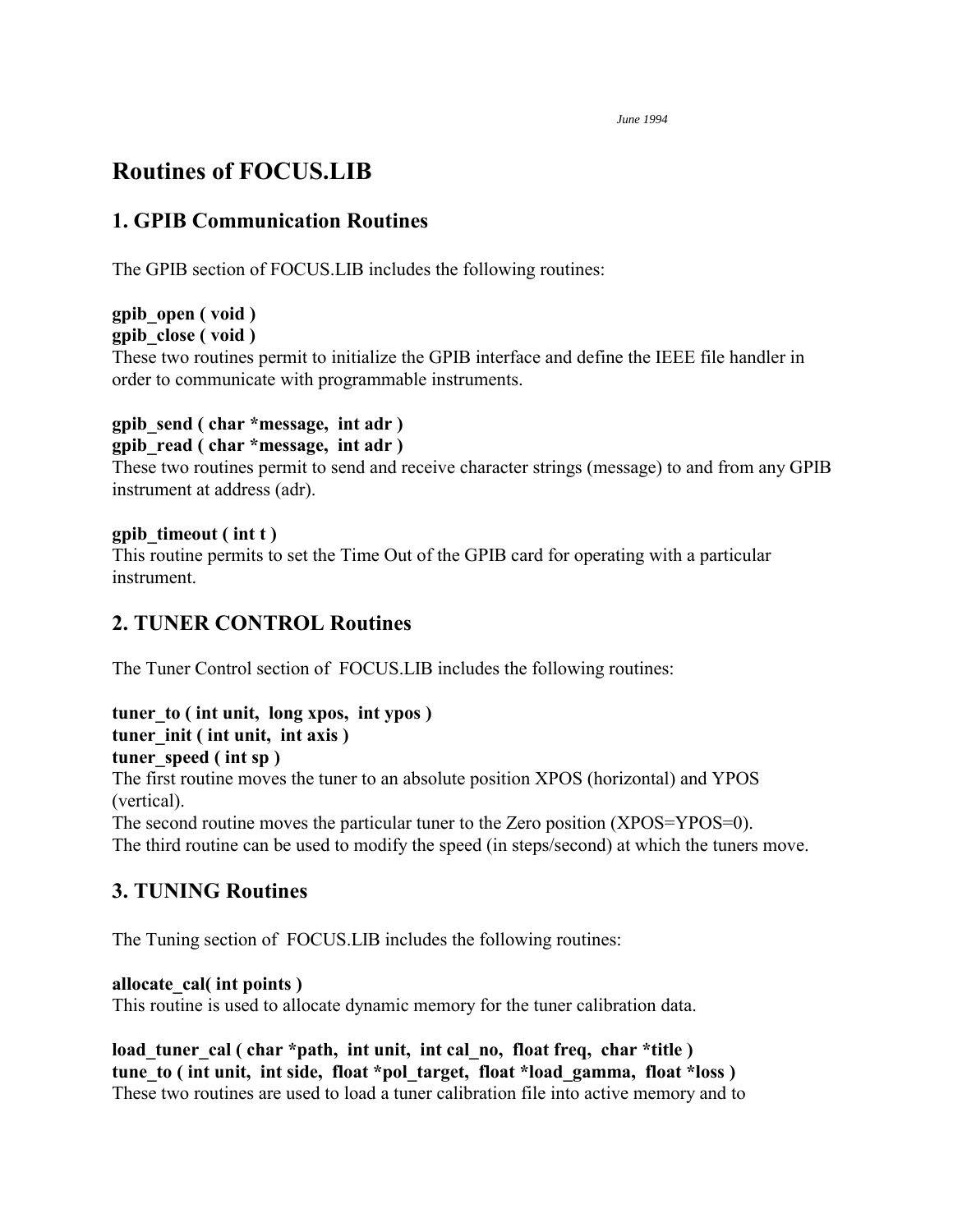*June 1994*

# Routines of FOCUS.LIB

## 1. GPIB Communication Routines

The GPIB section of FOCUS.LIB includes the following routines:

**gpib_open ( void )**
**gpib_close ( void )**
These two routines permit to initialize the GPIB interface and define the IEEE file handler in order to communicate with programmable instruments.

**gpib_send ( char *message, int adr )**
**gpib_read ( char *message, int adr )**
These two routines permit to send and receive character strings (message) to and from any GPIB instrument at address (adr).

**gpib_timeout ( int t )**
This routine permits to set the Time Out of the GPIB card for operating with a particular instrument.

## 2. TUNER CONTROL Routines

The Tuner Control section of FOCUS.LIB includes the following routines:

**tuner_to ( int unit, long xpos, int ypos )**
**tuner_init ( int unit, int axis )**
**tuner_speed ( int sp )**
The first routine moves the tuner to an absolute position XPOS (horizontal) and YPOS (vertical).
The second routine moves the particular tuner to the Zero position (XPOS=YPOS=0).
The third routine can be used to modify the speed (in steps/second) at which the tuners move.

## 3. TUNING Routines

The Tuning section of FOCUS.LIB includes the following routines:

**allocate_cal( int points )**
This routine is used to allocate dynamic memory for the tuner calibration data.

**load_tuner_cal ( char *path, int unit, int cal_no, float freq, char *title )**
**tune_to ( int unit, int side, float *pol_target, float *load_gamma, float *loss )**
These two routines are used to load a tuner calibration file into active memory and to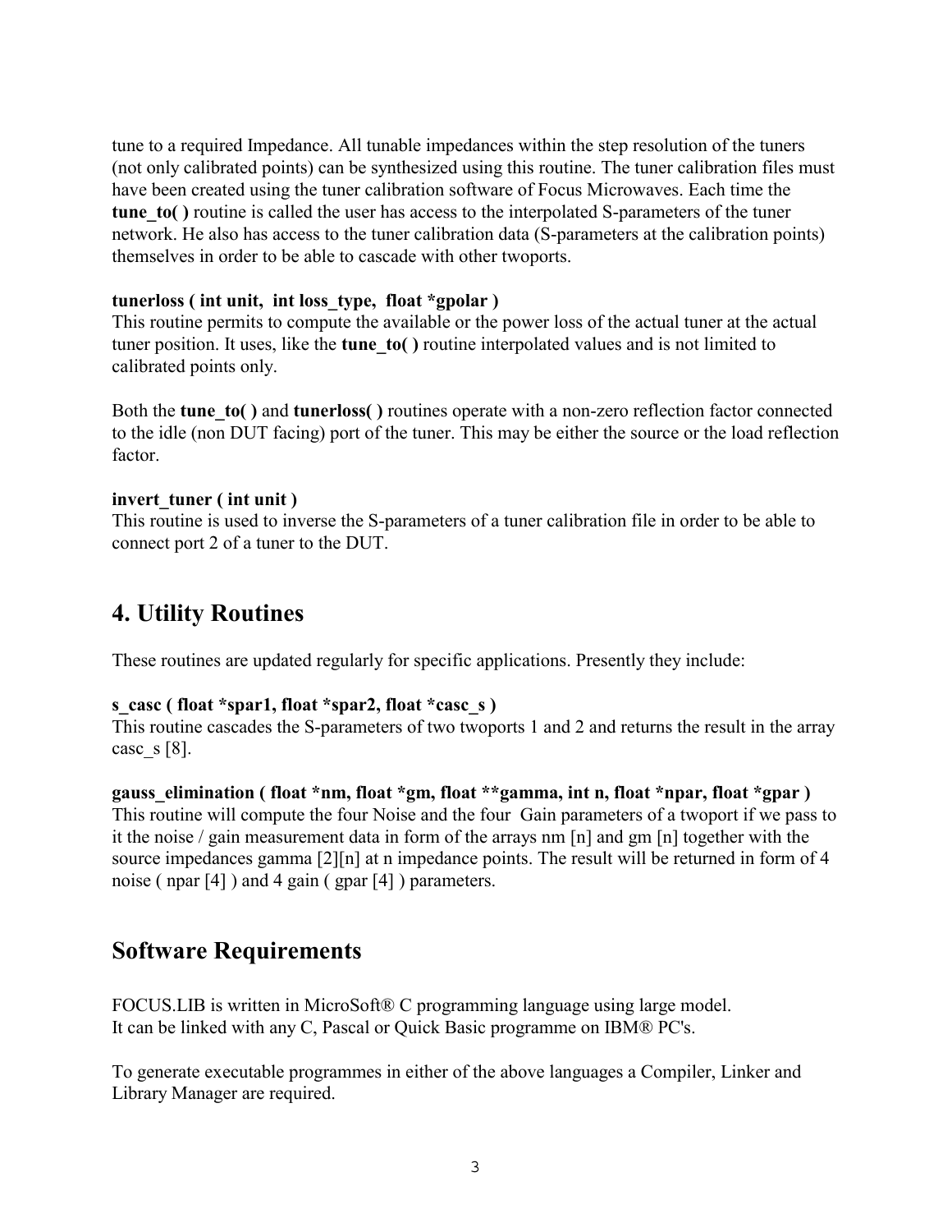tune to a required Impedance. All tunable impedances within the step resolution of the tuners (not only calibrated points) can be synthesized using this routine. The tuner calibration files must have been created using the tuner calibration software of Focus Microwaves. Each time the **tune_to( )** routine is called the user has access to the interpolated S-parameters of the tuner network. He also has access to the tuner calibration data (S-parameters at the calibration points) themselves in order to be able to cascade with other twoports.

**tunerloss ( int unit, int loss_type, float *gpolar )**
This routine permits to compute the available or the power loss of the actual tuner at the actual tuner position. It uses, like the **tune_to( )** routine interpolated values and is not limited to calibrated points only.

Both the **tune_to( )** and **tunerloss( )** routines operate with a non-zero reflection factor connected to the idle (non DUT facing) port of the tuner. This may be either the source or the load reflection factor.

**invert_tuner ( int unit )**
This routine is used to inverse the S-parameters of a tuner calibration file in order to be able to connect port 2 of a tuner to the DUT.

## 4. Utility Routines

These routines are updated regularly for specific applications. Presently they include:

**s_casc ( float *spar1, float *spar2, float *casc_s )**
This routine cascades the S-parameters of two twoports 1 and 2 and returns the result in the array casc_s [8].

**gauss_elimination ( float *nm, float *gm, float **gamma, int n, float *npar, float *gpar )**
This routine will compute the four Noise and the four Gain parameters of a twoport if we pass to it the noise / gain measurement data in form of the arrays nm [n] and gm [n] together with the source impedances gamma [2][n] at n impedance points. The result will be returned in form of 4 noise ( npar [4] ) and 4 gain ( gpar [4] ) parameters.

## Software Requirements

FOCUS.LIB is written in MicroSoft® C programming language using large model.
It can be linked with any C, Pascal or Quick Basic programme on IBM® PC's.

To generate executable programmes in either of the above languages a Compiler, Linker and Library Manager are required.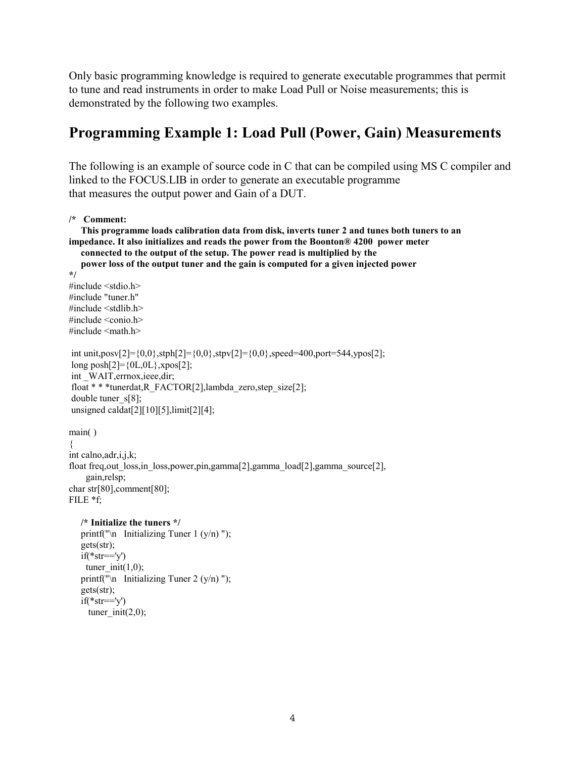Only basic programming knowledge is required to generate executable programmes that permit to tune and read instruments in order to make Load Pull or Noise measurements; this is demonstrated by the following two examples.

## Programming Example 1: Load Pull (Power, Gain) Measurements

The following is an example of source code in C that can be compiled using MS C compiler and linked to the FOCUS.LIB in order to generate an executable programme that measures the output power and Gain of a DUT.

```
/*   Comment:
    This programme loads calibration data from disk, inverts tuner 2 and tunes both tuners to an
impedance. It also initializes and reads the power from the Boonton® 4200  power meter
    connected to the output of the setup. The power read is multiplied by the
    power loss of the output tuner and the gain is computed for a given injected power
*/
#include <stdio.h>
#include "tuner.h"
#include <stdlib.h>
#include <conio.h>
#include <math.h>

 int unit,posv[2]={0,0},stph[2]={0,0},stpv[2]={0,0},speed=400,port=544,ypos[2];
 long posh[2]={0L,0L},xpos[2];
 int _WAIT,errnox,ieee,dir;
 float * * *tunerdat,R_FACTOR[2],lambda_zero,step_size[2];
 double tuner_s[8];
 unsigned caldat[2][10][5],limit[2][4];

main( )
{
int calno,adr,i,j,k;
float freq,out_loss,in_loss,power,pin,gamma[2],gamma_load[2],gamma_source[2],
      gain,relsp;
char str[80],comment[80];
FILE *f;

    /* Initialize the tuners */
    printf("\n   Initializing Tuner 1 (y/n) ");
    gets(str);
    if(*str=='y')
      tuner_init(1,0);
    printf("\n   Initializing Tuner 2 (y/n) ");
    gets(str);
    if(*str=='y')
       tuner_init(2,0);
```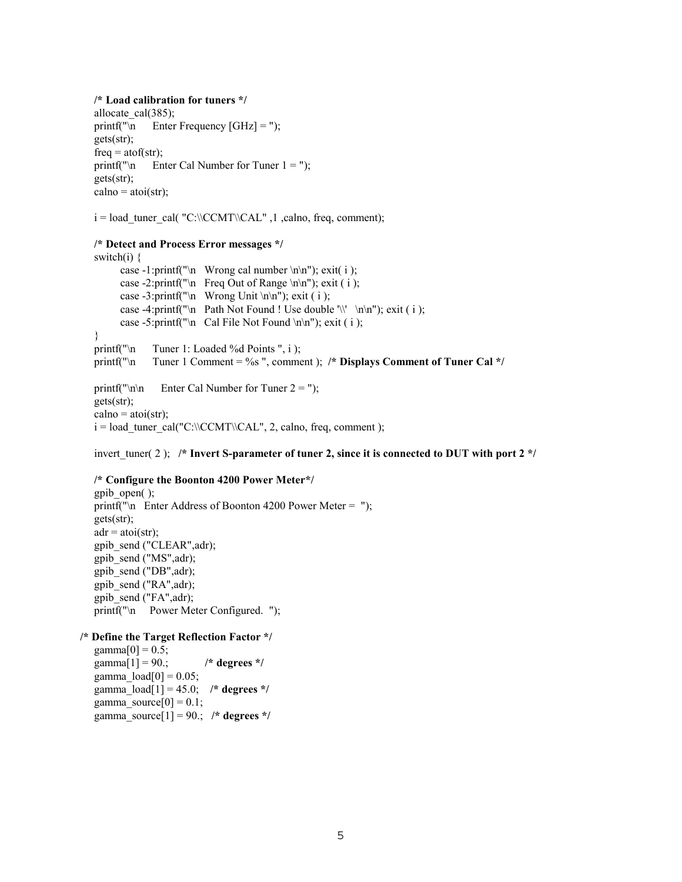```
/* Load calibration for tuners */
allocate_cal(385);
printf("\n      Enter Frequency [GHz] = ");
gets(str);
freq = atof(str);
printf("\n      Enter Cal Number for Tuner 1 = ");
gets(str);
calno = atoi(str);

i = load_tuner_cal( "C:\\CCMT\\CAL" ,1 ,calno, freq, comment);

/* Detect and Process Error messages */
switch(i) {
        case -1:printf("\n   Wrong cal number \n\n"); exit( i );
        case -2:printf("\n   Freq Out of Range \n\n"); exit ( i );
        case -3:printf("\n   Wrong Unit \n\n"); exit ( i );
        case -4:printf("\n   Path Not Found ! Use double '\\'   \n\n"); exit ( i );
        case -5:printf("\n   Cal File Not Found \n\n"); exit ( i );
}
printf("\n      Tuner 1: Loaded %d Points ", i );
printf("\n      Tuner 1 Comment = %s ", comment );  /* Displays Comment of Tuner Cal */

printf("\n\n      Enter Cal Number for Tuner 2 = ");
gets(str);
calno = atoi(str);
i = load_tuner_cal("C:\\CCMT\\CAL", 2, calno, freq, comment );

invert_tuner( 2 );   /* Invert S-parameter of tuner 2, since it is connected to DUT with port 2 */

/* Configure the Boonton 4200 Power Meter*/
gpib_open( );
printf("\n   Enter Address of Boonton 4200 Power Meter =  ");
gets(str);
adr = atoi(str);
gpib_send ("CLEAR",adr);
gpib_send ("MS",adr);
gpib_send ("DB",adr);
gpib_send ("RA",adr);
gpib_send ("FA",adr);
printf("\n     Power Meter Configured.  ");

/* Define the Target Reflection Factor */
gamma[0] = 0.5;
gamma[1] = 90.;            /* degrees */
gamma_load[0] = 0.05;
gamma_load[1] = 45.0;    /* degrees */
gamma_source[0] = 0.1;
gamma_source[1] = 90.;   /* degrees */
```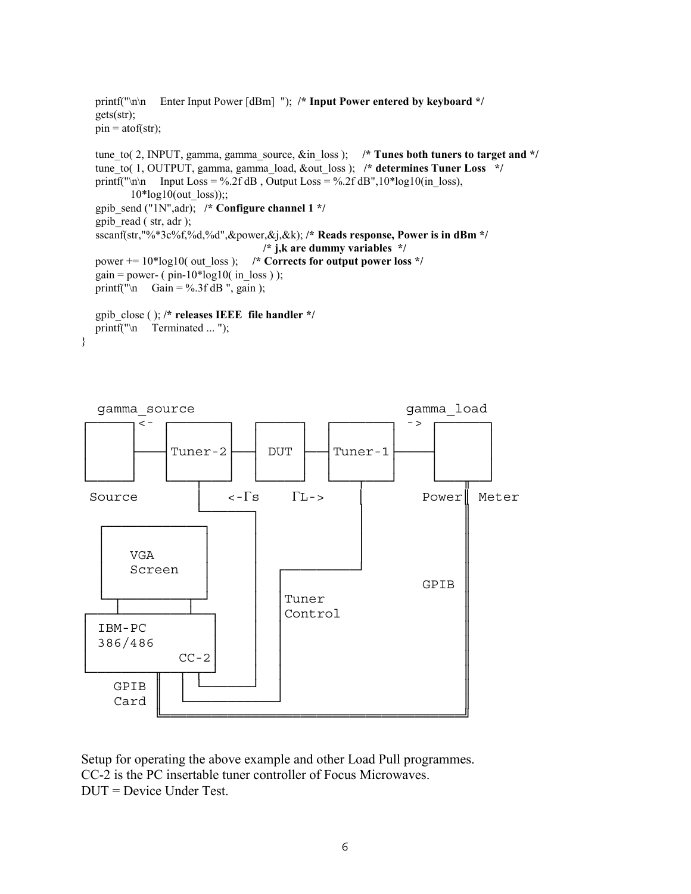```c
    printf("\n\n     Enter Input Power [dBm]  ");  /* Input Power entered by keyboard */
    gets(str);
    pin = atof(str);

    tune_to( 2, INPUT, gamma, gamma_source, &in_loss );     /* Tunes both tuners to target and */
    tune_to( 1, OUTPUT, gamma, gamma_load, &out_loss );   /* determines Tuner Loss   */
    printf("\n\n     Input Loss = %.2f dB , Output Loss = %.2f dB",10*log10(in_loss),
            10*log10(out_loss));;
    gpib_send ("1N",adr);   /* Configure channel 1 */
    gpib_read ( str, adr );
    sscanf(str,"%*3c%f,%d,%d",&power,&j,&k); /* Reads response, Power is in dBm */
                                             /* j,k are dummy variables  */
    power += 10*log10( out_loss );     /* Corrects for output power loss */
    gain = power- ( pin-10*log10( in_loss ) );
    printf("\n     Gain = %.3f dB ", gain );

    gpib_close ( ); /* releases IEEE  file handler */
    printf("\n     Terminated ... ");
}
```

```
  gamma_source                                      gamma_load
 ________  <-  ________      ______    ________   ->  ________
|        |    |        |    |      |  |        |     |        |
|        |----|Tuner-2 |----| DUT  |--|Tuner-1 |-----|        |
|________|    |________|    |______|  |________|     |________|
                  |                        |              ||
 Source           |     <-Γs      ΓL->     |        Power || Meter
                  |________                |              ||
  ______________           |               |              ||
 |              |          |               |              ||
 |   VGA        |          |        _______|              ||
 |   Screen     |          |       |                      ||
 |______________|          |       |               GPIB   ||
    |         |            |       | Tuner                ||
 ___|_________|___         |       | Control              ||
| IBM-PC          |        |       |                      ||
| 386/486         |        |       |                      ||
|           CC-2  |        |       |                      ||
|_________________|        |       |                      ||
  GPIB     ||  |  |________|       |                      ||
  Card     ||  |___________________|                      ||
           ||_____________________________________________||
```

Setup for operating the above example and other Load Pull programmes.
CC-2 is the PC insertable tuner controller of Focus Microwaves.
DUT = Device Under Test.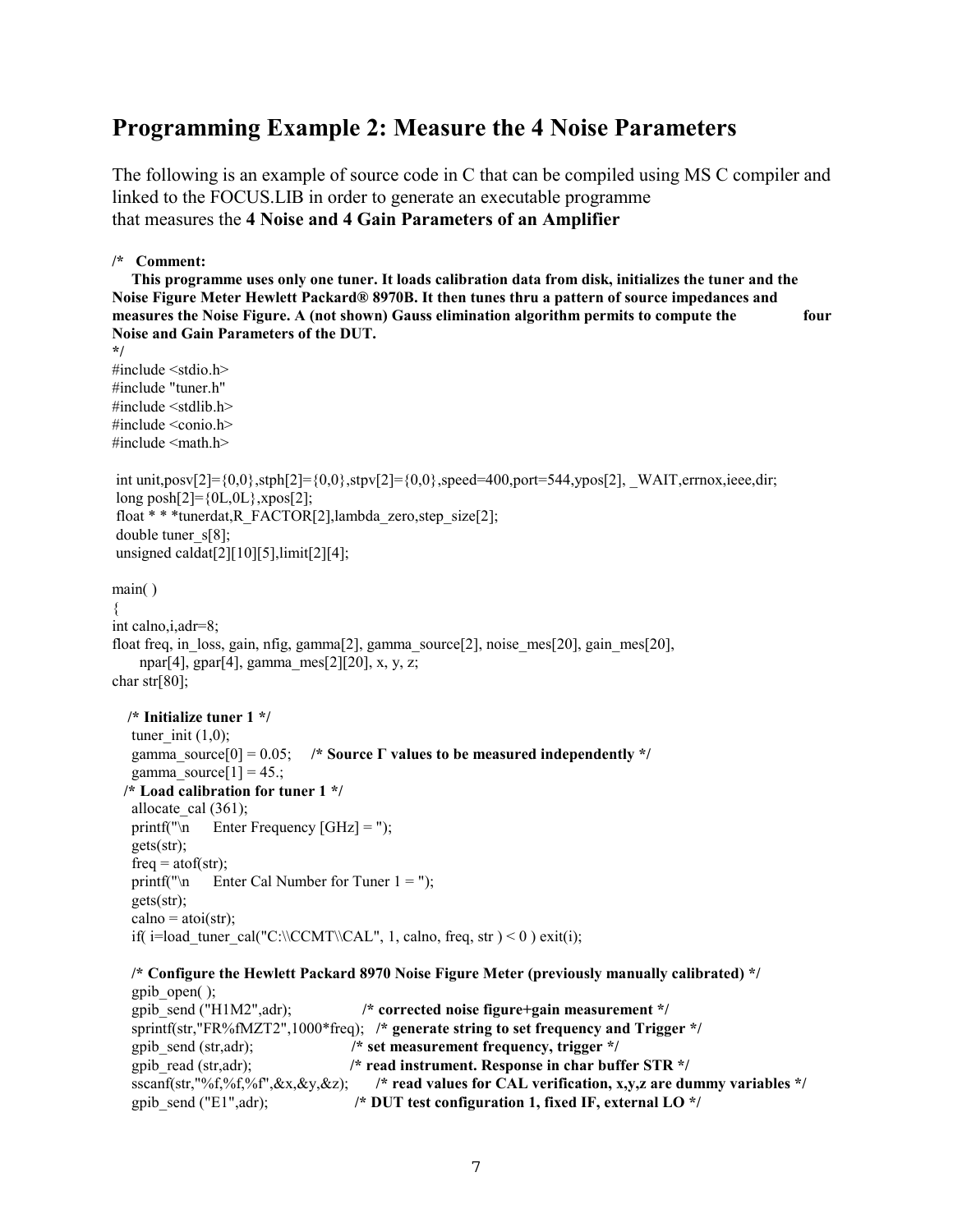## Programming Example 2: Measure the 4 Noise Parameters

The following is an example of source code in C that can be compiled using MS C compiler and linked to the FOCUS.LIB in order to generate an executable programme that measures the **4 Noise and 4 Gain Parameters of an Amplifier**

```
/*   Comment:
     This programme uses only one tuner. It loads calibration data from disk, initializes the tuner and the
Noise Figure Meter Hewlett Packard® 8970B. It then tunes thru a pattern of source impedances and
measures the Noise Figure. A (not shown) Gauss elimination algorithm permits to compute the               four
Noise and Gain Parameters of the DUT.
*/
#include <stdio.h>
#include "tuner.h"
#include <stdlib.h>
#include <conio.h>
#include <math.h>

 int unit,posv[2]={0,0},stph[2]={0,0},stpv[2]={0,0},speed=400,port=544,ypos[2], _WAIT,errnox,ieee,dir;
 long posh[2]={0L,0L},xpos[2];
 float * * *tunerdat,R_FACTOR[2],lambda_zero,step_size[2];
 double tuner_s[8];
 unsigned caldat[2][10][5],limit[2][4];

main( )
{
int calno,i,adr=8;
float freq, in_loss, gain, nfig, gamma[2], gamma_source[2], noise_mes[20], gain_mes[20],
      npar[4], gpar[4], gamma_mes[2][20], x, y, z;
char str[80];

   /* Initialize tuner 1 */
    tuner_init (1,0);
    gamma_source[0] = 0.05;     /* Source Γ values to be measured independently */
    gamma_source[1] = 45.;
  /* Load calibration for tuner 1 */
    allocate_cal (361);
    printf("\n      Enter Frequency [GHz] = ");
    gets(str);
    freq = atof(str);
    printf("\n      Enter Cal Number for Tuner 1 = ");
    gets(str);
    calno = atoi(str);
    if( i=load_tuner_cal("C:\\CCMT\\CAL", 1, calno, freq, str ) < 0 ) exit(i);

    /* Configure the Hewlett Packard 8970 Noise Figure Meter (previously manually calibrated) */
    gpib_open( );
    gpib_send ("H1M2",adr);                /* corrected noise figure+gain measurement */
    sprintf(str,"FR%fMZT2",1000*freq);   /* generate string to set frequency and Trigger */
    gpib_send (str,adr);                  /* set measurement frequency, trigger */
    gpib_read (str,adr);                  /* read instrument. Response in char buffer STR */
    sscanf(str,"%f,%f,%f",&x,&y,&z);      /* read values for CAL verification, x,y,z are dummy variables */
    gpib_send ("E1",adr);                  /* DUT test configuration 1, fixed IF, external LO */
```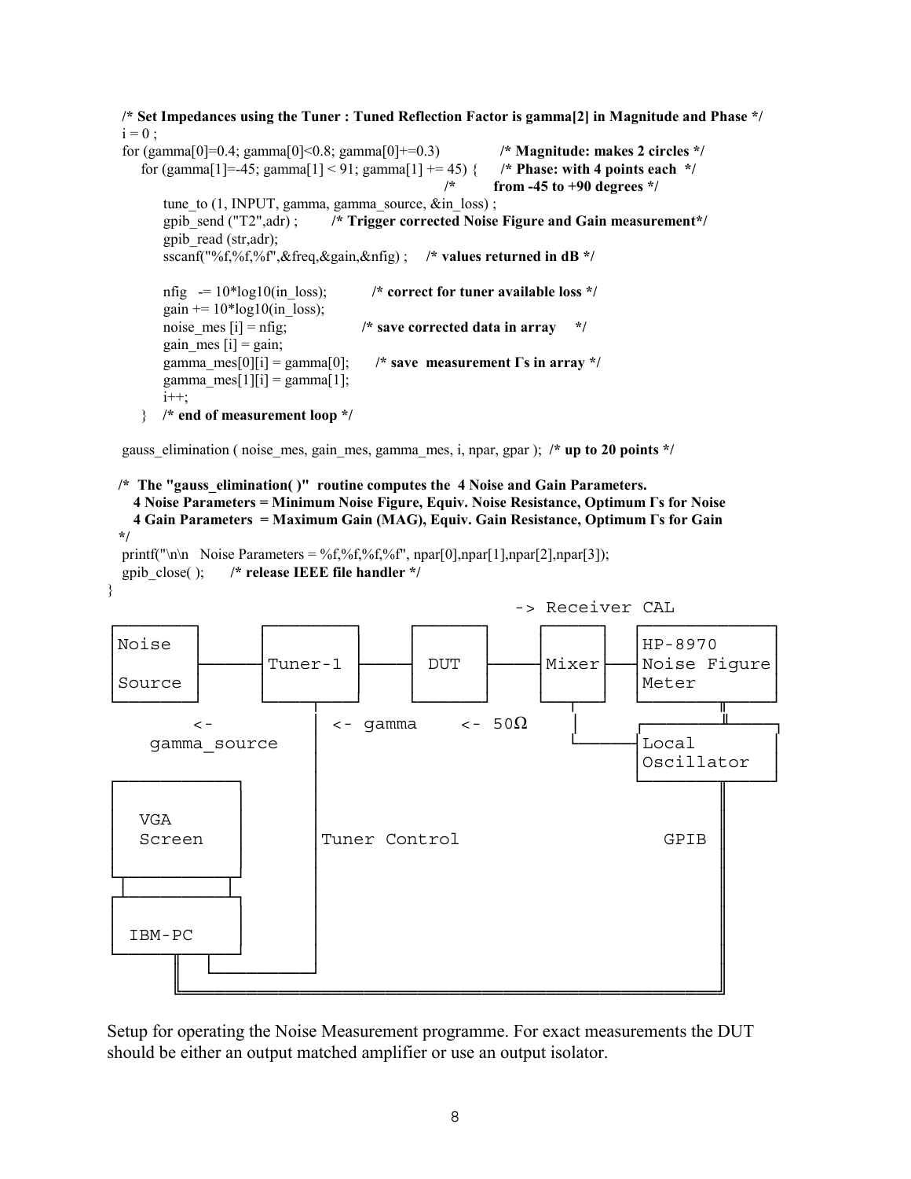```
   /* Set Impedances using the Tuner : Tuned Reflection Factor is gamma[2] in Magnitude and Phase */
   i = 0 ;
   for (gamma[0]=0.4; gamma[0]<0.8; gamma[0]+=0.3)              /* Magnitude: makes 2 circles */
       for (gamma[1]=-45; gamma[1] < 91; gamma[1] += 45) {      /* Phase: with 4 points each  */
                                                                /*       from -45 to +90 degrees */
          tune_to (1, INPUT, gamma, gamma_source, &in_loss) ;
          gpib_send ("T2",adr) ;        /* Trigger corrected Noise Figure and Gain measurement*/
          gpib_read (str,adr);
          sscanf("%f,%f,%f",&freq,&gain,&nfig) ;    /* values returned in dB */

          nfig  -= 10*log10(in_loss);          /* correct for tuner available loss */
          gain += 10*log10(in_loss);
          noise_mes [i] = nfig;                /* save corrected data in array     */
          gain_mes [i] = gain;
          gamma_mes[0][i] = gamma[0];      /* save  measurement Γs in array */
          gamma_mes[1][i] = gamma[1];
          i++;
       }   /* end of measurement loop */

   gauss_elimination ( noise_mes, gain_mes, gamma_mes, i, npar, gpar );  /* up to 20 points */

  /*  The "gauss_elimination( )"  routine computes the  4 Noise and Gain Parameters.
      4 Noise Parameters = Minimum Noise Figure, Equiv. Noise Resistance, Optimum Γs for Noise
      4 Gain Parameters  = Maximum Gain (MAG), Equiv. Gain Resistance, Optimum Γs for Gain
  */
   printf("\n\n   Noise Parameters = %f,%f,%f,%f", npar[0],npar[1],npar[2],npar[3]);
   gpib_close( );       /* release IEEE file handler */
}
```

```
                                                      -> Receiver CAL
┌─────────┐      ┌──────────┐      ┌────────┐      ┌───────┐   ┌──────────────┐
│Noise    │      │          │      │        │      │       │   │HP-8970       │
│         ├──────┤ Tuner-1  ├──────┤  DUT   ├──────┤ Mixer ├───┤Noise Figure  │
│Source   │      │          │      │        │      │       │   │Meter         │
└─────────┘      └────┬─────┘      └────────┘      └───┬───┘   └──────╥───────┘
       <-             │  <- gamma     <- 50Ω           │       ┌──────╨───────┐
    gamma_source      │                                └───────┤Local         │
                      │                                        │Oscillator    │
┌──────────┐          │                                        └──────╥───────┘
│          │          │                                               ║
│  VGA     │          │                                               ║
│  Screen  │          │  Tuner Control                          GPIB  ║
│          │          │                                               ║
└──┬────┬──┘          │                                               ║
┌──┴────┴──┐          │                                               ║
│          │          │                                               ║
│ IBM-PC   │          │                                               ║
│          │          │                                               ║
└──╥───┬───┘          │                                               ║
   ║   └──────────────┘                                               ║
   ╚══════════════════════════════════════════════════════════════════╝
```

Setup for operating the Noise Measurement programme. For exact measurements the DUT should be either an output matched amplifier or use an output isolator.